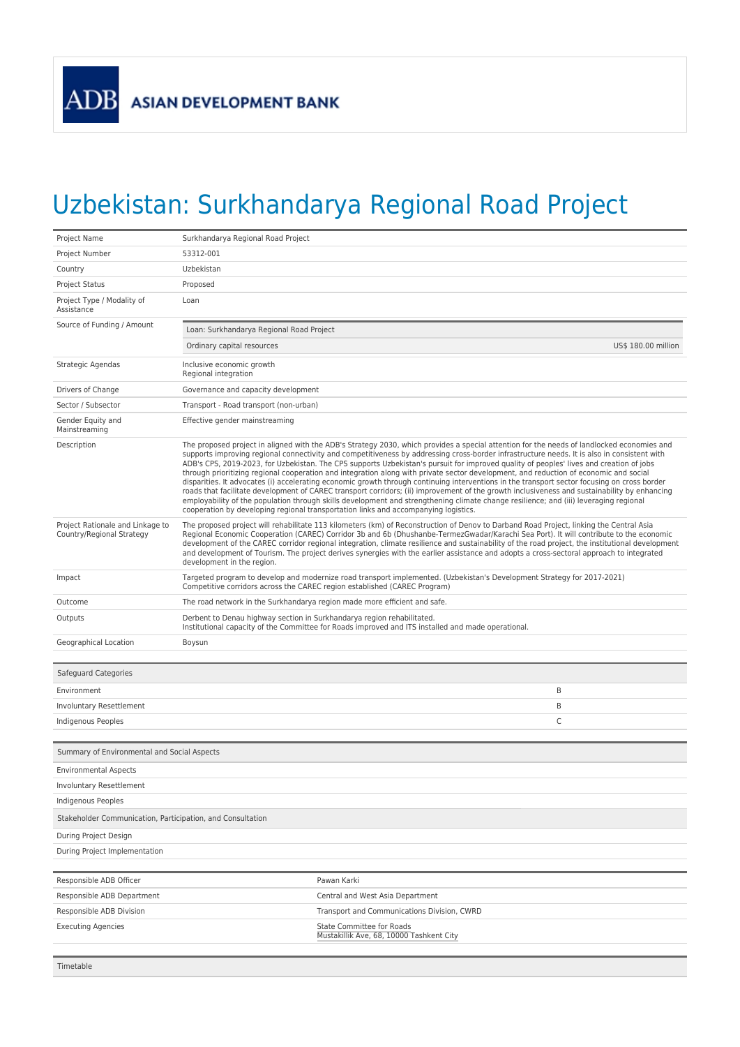ADB ASIAN DEVELOPMENT BANK

# Uzbekistan: Surkhandarya Regional Road Project

| | |
|---|---|
| Project Name | Surkhandarya Regional Road Project |
| Project Number | 53312-001 |
| Country | Uzbekistan |
| Project Status | Proposed |
| Project Type / Modality of Assistance | Loan |
| Source of Funding / Amount | Loan: Surkhandarya Regional Road Project<br>Ordinary capital resources — US$ 180.00 million |
| Strategic Agendas | Inclusive economic growth<br>Regional integration |
| Drivers of Change | Governance and capacity development |
| Sector / Subsector | Transport - Road transport (non-urban) |
| Gender Equity and Mainstreaming | Effective gender mainstreaming |
| Description | The proposed project in aligned with the ADB's Strategy 2030, which provides a special attention for the needs of landlocked economies and supports improving regional connectivity and competitiveness by addressing cross-border infrastructure needs. It is also in consistent with ADB's CPS, 2019-2023, for Uzbekistan. The CPS supports Uzbekistan's pursuit for improved quality of peoples' lives and creation of jobs through prioritizing regional cooperation and integration along with private sector development, and reduction of economic and social disparities. It advocates (i) accelerating economic growth through continuing interventions in the transport sector focusing on cross border roads that facilitate development of CAREC transport corridors; (ii) improvement of the growth inclusiveness and sustainability by enhancing employability of the population through skills development and strengthening climate change resilience; and (iii) leveraging regional cooperation by developing regional transportation links and accompanying logistics. |
| Project Rationale and Linkage to Country/Regional Strategy | The proposed project will rehabilitate 113 kilometers (km) of Reconstruction of Denov to Darband Road Project, linking the Central Asia Regional Economic Cooperation (CAREC) Corridor 3b and 6b (Dhushanbe-TermezGwadar/Karachi Sea Port). It will contribute to the economic development of the CAREC corridor regional integration, climate resilience and sustainability of the road project, the institutional development and development of Tourism. The project derives synergies with the earlier assistance and adopts a cross-sectoral approach to integrated development in the region. |
| Impact | Targeted program to develop and modernize road transport implemented. (Uzbekistan's Development Strategy for 2017-2021)<br>Competitive corridors across the CAREC region established (CAREC Program) |
| Outcome | The road network in the Surkhandarya region made more efficient and safe. |
| Outputs | Derbent to Denau highway section in Surkhandarya region rehabilitated.<br>Institutional capacity of the Committee for Roads improved and ITS installed and made operational. |
| Geographical Location | Boysun |

| Safeguard Categories | |
|---|---|
| Environment | B |
| Involuntary Resettlement | B |
| Indigenous Peoples | C |

| Summary of Environmental and Social Aspects |
|---|
| Environmental Aspects |
| Involuntary Resettlement |
| Indigenous Peoples |
| **Stakeholder Communication, Participation, and Consultation** |
| During Project Design |
| During Project Implementation |

| | |
|---|---|
| Responsible ADB Officer | Pawan Karki |
| Responsible ADB Department | Central and West Asia Department |
| Responsible ADB Division | Transport and Communications Division, CWRD |
| Executing Agencies | State Committee for Roads<br>Mustakillik Ave, 68, 10000 Tashkent City |

| Timetable |
|---|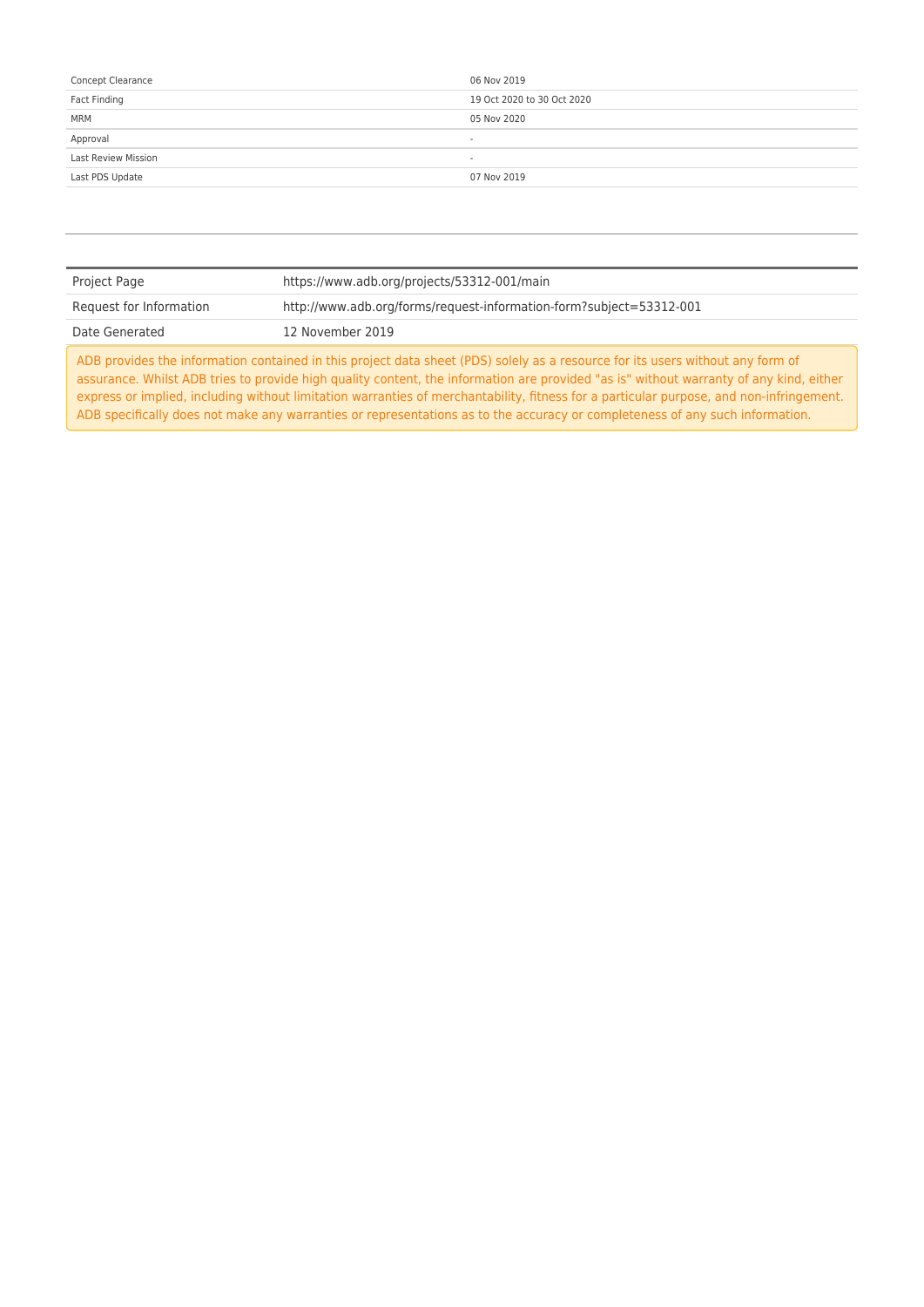| | |
|---|---|
| Concept Clearance | 06 Nov 2019 |
| Fact Finding | 19 Oct 2020 to 30 Oct 2020 |
| MRM | 05 Nov 2020 |
| Approval | - |
| Last Review Mission | - |
| Last PDS Update | 07 Nov 2019 |

| | |
|---|---|
| Project Page | https://www.adb.org/projects/53312-001/main |
| Request for Information | http://www.adb.org/forms/request-information-form?subject=53312-001 |
| Date Generated | 12 November 2019 |

ADB provides the information contained in this project data sheet (PDS) solely as a resource for its users without any form of assurance. Whilst ADB tries to provide high quality content, the information are provided "as is" without warranty of any kind, either express or implied, including without limitation warranties of merchantability, fitness for a particular purpose, and non-infringement. ADB specifically does not make any warranties or representations as to the accuracy or completeness of any such information.